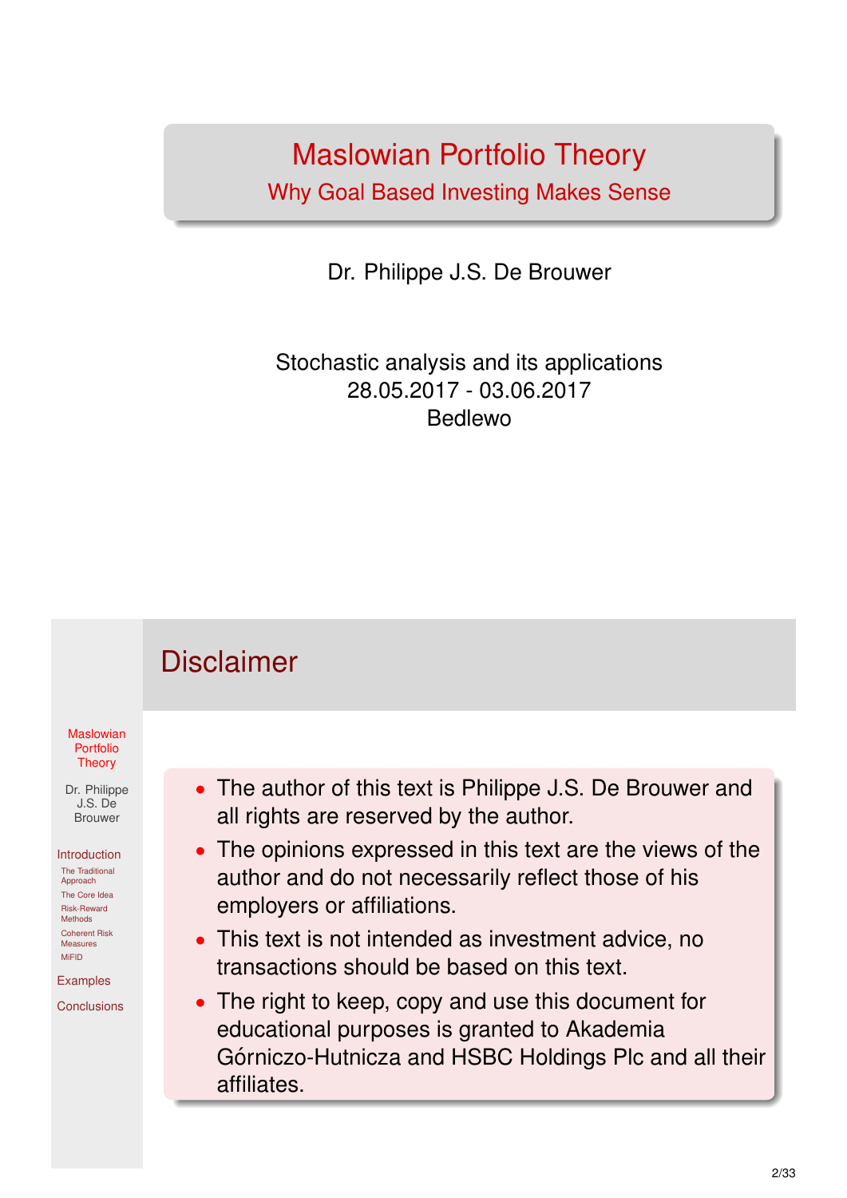# Maslowian Portfolio Theory

## Why Goal Based Investing Makes Sense

Dr. Philippe J.S. De Brouwer

Stochastic analysis and its applications
28.05.2017 - 03.06.2017
Bedlewo

## Disclaimer

- The author of this text is Philippe J.S. De Brouwer and all rights are reserved by the author.
- The opinions expressed in this text are the views of the author and do not necessarily reflect those of his employers or affiliations.
- This text is not intended as investment advice, no transactions should be based on this text.
- The right to keep, copy and use this document for educational purposes is granted to Akademia Górniczo-Hutnicza and HSBC Holdings Plc and all their affiliates.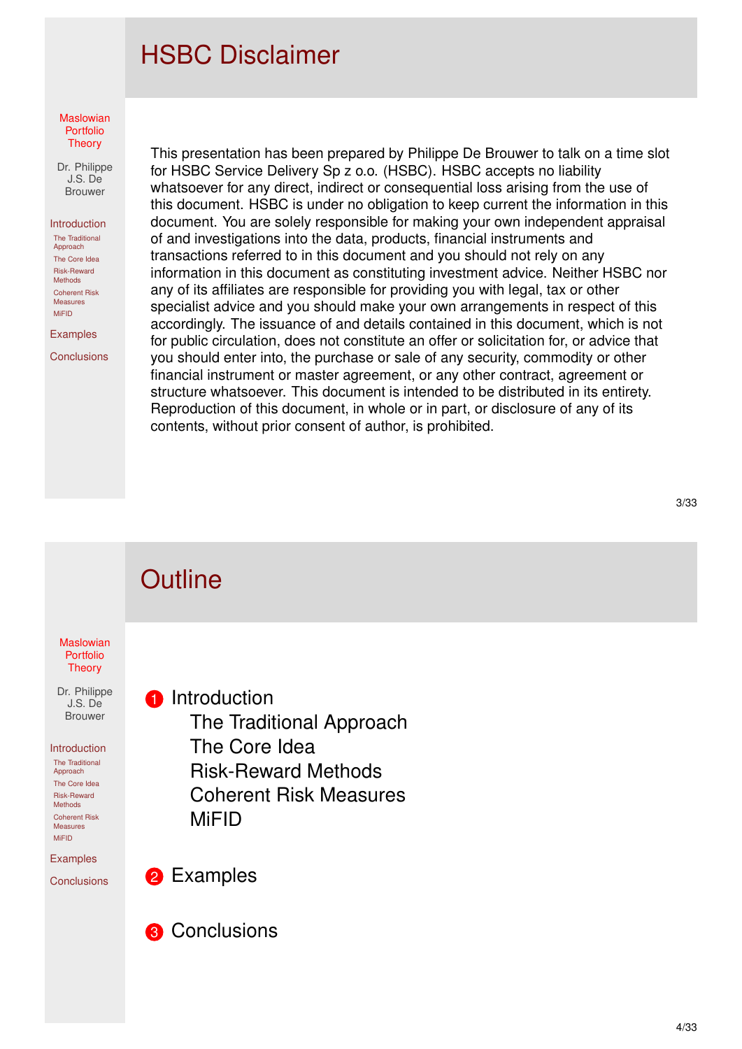# HSBC Disclaimer

This presentation has been prepared by Philippe De Brouwer to talk on a time slot for HSBC Service Delivery Sp z o.o. (HSBC). HSBC accepts no liability whatsoever for any direct, indirect or consequential loss arising from the use of this document. HSBC is under no obligation to keep current the information in this document. You are solely responsible for making your own independent appraisal of and investigations into the data, products, financial instruments and transactions referred to in this document and you should not rely on any information in this document as constituting investment advice. Neither HSBC nor any of its affiliates are responsible for providing you with legal, tax or other specialist advice and you should make your own arrangements in respect of this accordingly. The issuance of and details contained in this document, which is not for public circulation, does not constitute an offer or solicitation for, or advice that you should enter into, the purchase or sale of any security, commodity or other financial instrument or master agreement, or any other contract, agreement or structure whatsoever. This document is intended to be distributed in its entirety. Reproduction of this document, in whole or in part, or disclosure of any of its contents, without prior consent of author, is prohibited.

# Outline

1. Introduction
   - The Traditional Approach
   - The Core Idea
   - Risk-Reward Methods
   - Coherent Risk Measures
   - MiFID
2. Examples
3. Conclusions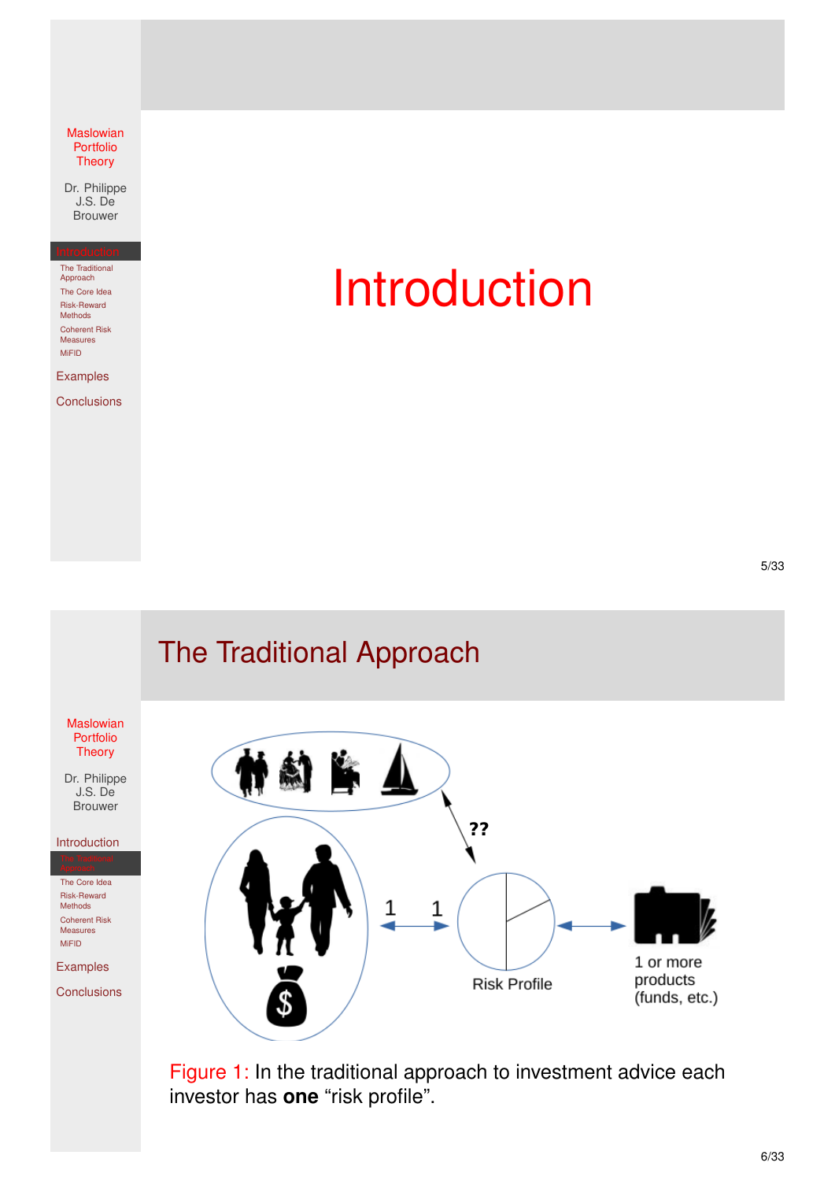# Introduction

## The Traditional Approach

Figure 1: In the traditional approach to investment advice each investor has **one** “risk profile”.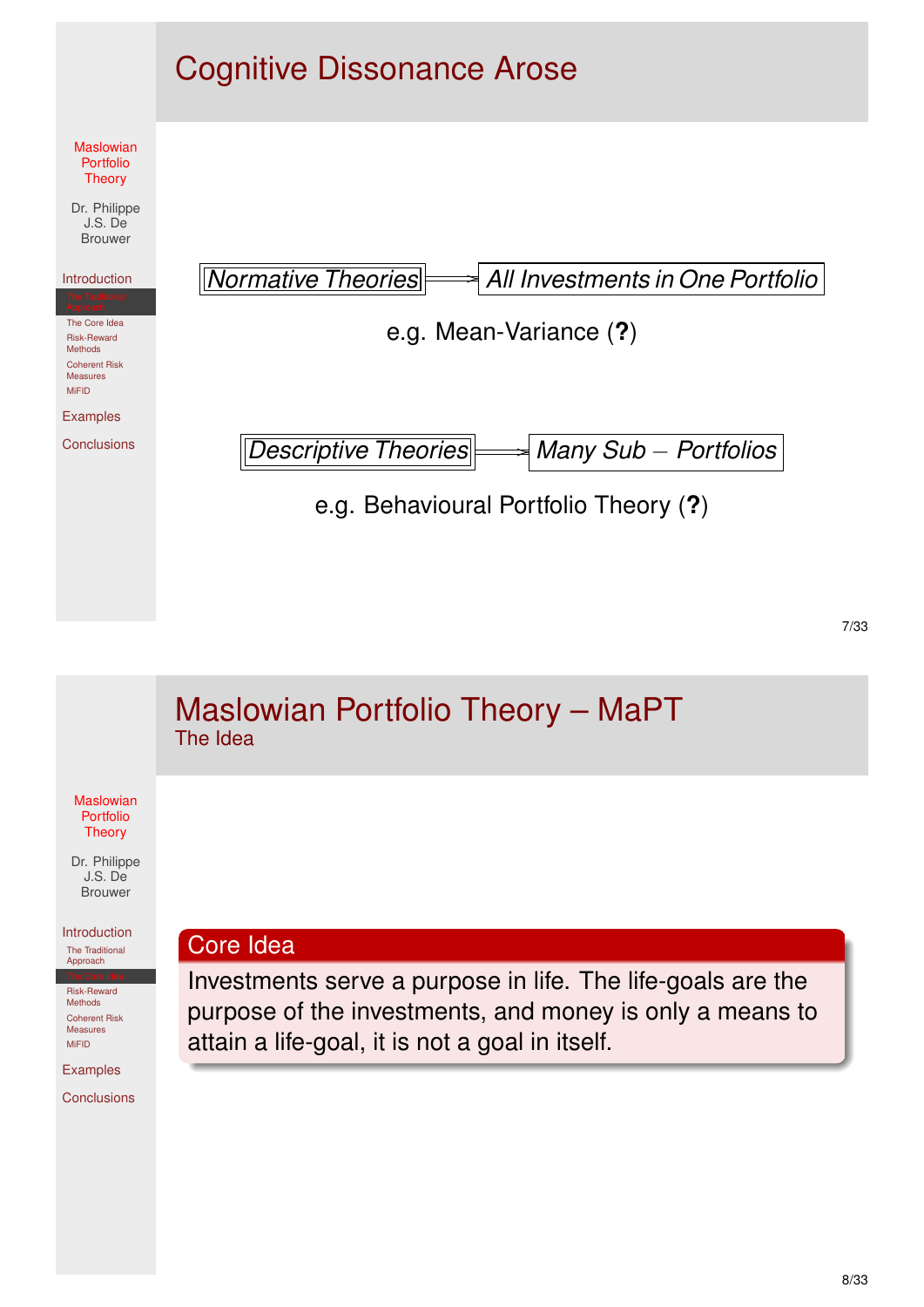# Cognitive Dissonance Arose

*Normative Theories* ⟹ *All Investments in One Portfolio*

e.g. Mean-Variance (**?**)

*Descriptive Theories* ⟹ *Many Sub − Portfolios*

e.g. Behavioural Portfolio Theory (**?**)

# Maslowian Portfolio Theory – MaPT

## The Idea

**Core Idea**

Investments serve a purpose in life. The life-goals are the purpose of the investments, and money is only a means to attain a life-goal, it is not a goal in itself.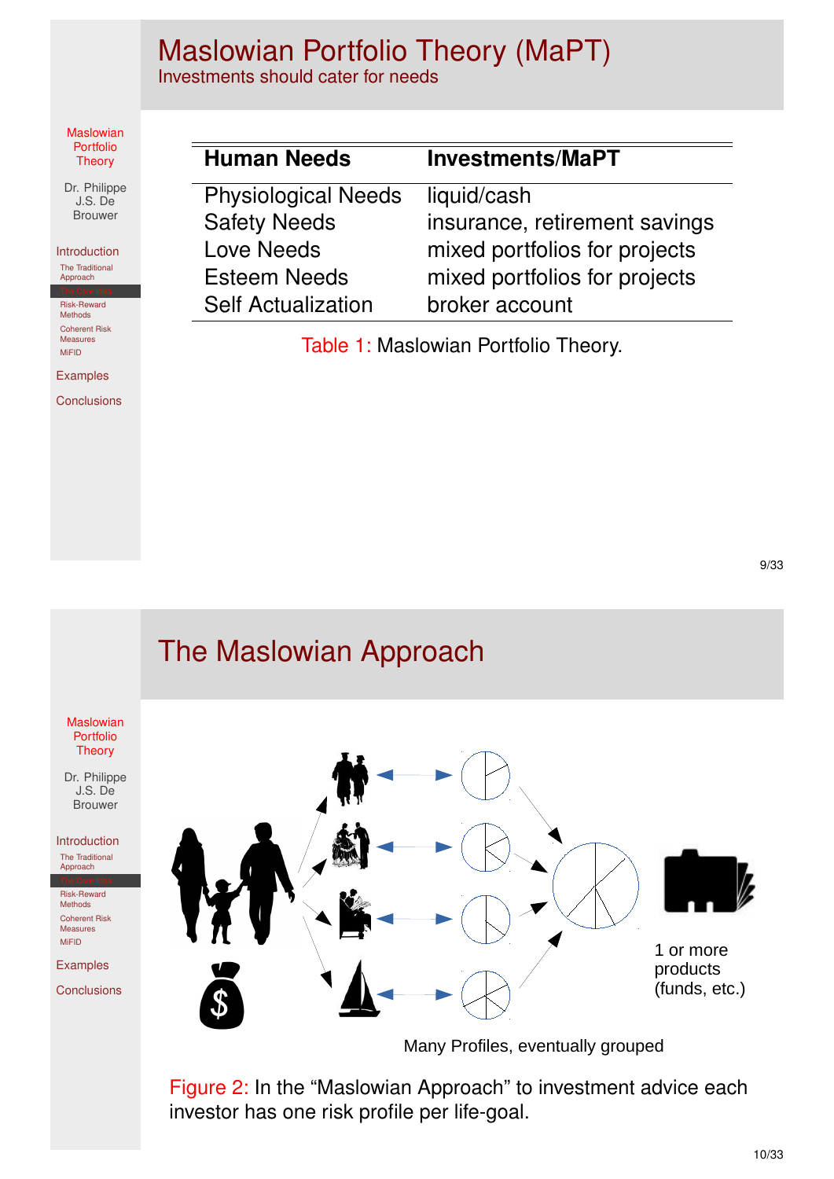# Maslowian Portfolio Theory (MaPT)

Investments should cater for needs

| Human Needs | Investments/MaPT |
|---|---|
| Physiological Needs | liquid/cash |
| Safety Needs | insurance, retirement savings |
| Love Needs | mixed portfolios for projects |
| Esteem Needs | mixed portfolios for projects |
| Self Actualization | broker account |

Table 1: Maslowian Portfolio Theory.

# The Maslowian Approach

1 or more products (funds, etc.)

Many Profiles, eventually grouped

Figure 2: In the "Maslowian Approach" to investment advice each investor has one risk profile per life-goal.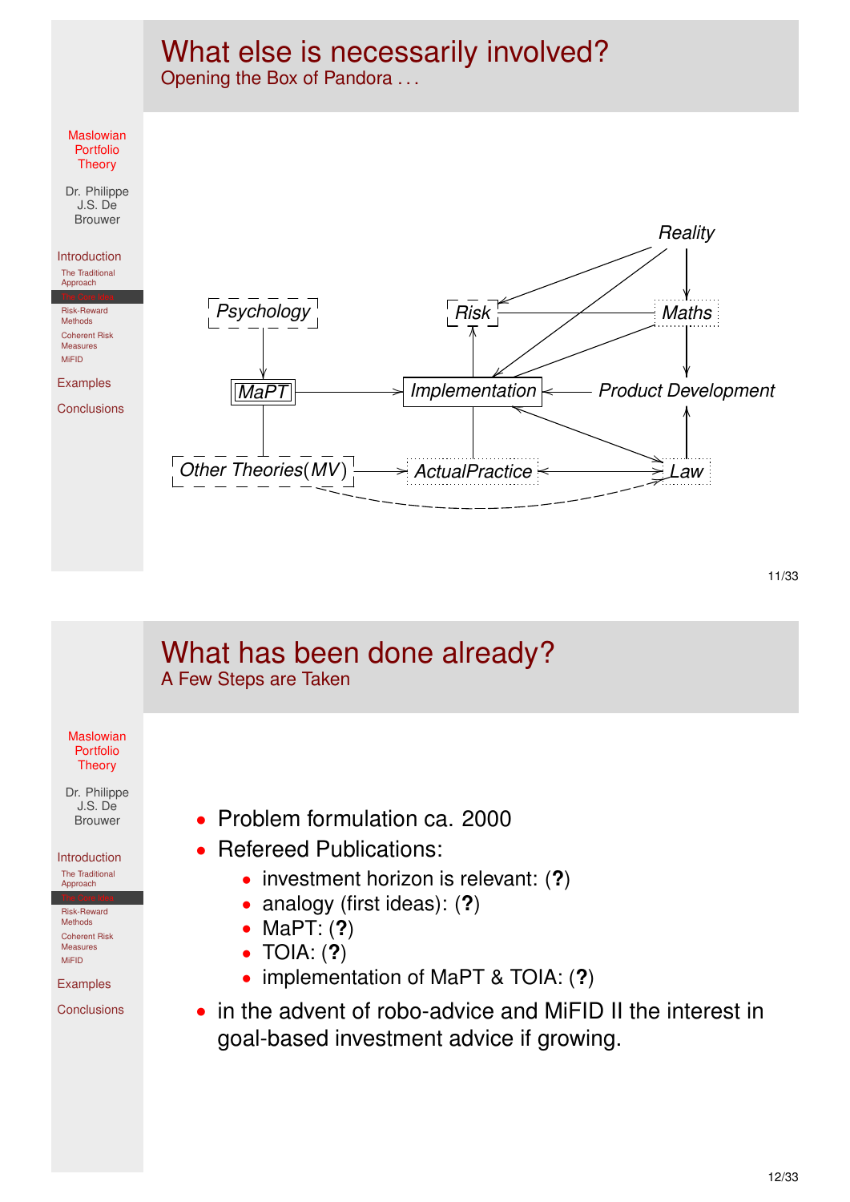## What else is necessarily involved?

### Opening the Box of Pandora ...

Reality

Psychology    Risk    Maths

MaPT    Implementation    Product Development

Other Theories(MV)    ActualPractice    Law

## What has been done already?

### A Few Steps are Taken

- Problem formulation ca. 2000
- Refereed Publications:
  - investment horizon is relevant: (**?**)
  - analogy (first ideas): (**?**)
  - MaPT: (**?**)
  - TOIA: (**?**)
  - implementation of MaPT & TOIA: (**?**)
- in the advent of robo-advice and MiFID II the interest in goal-based investment advice if growing.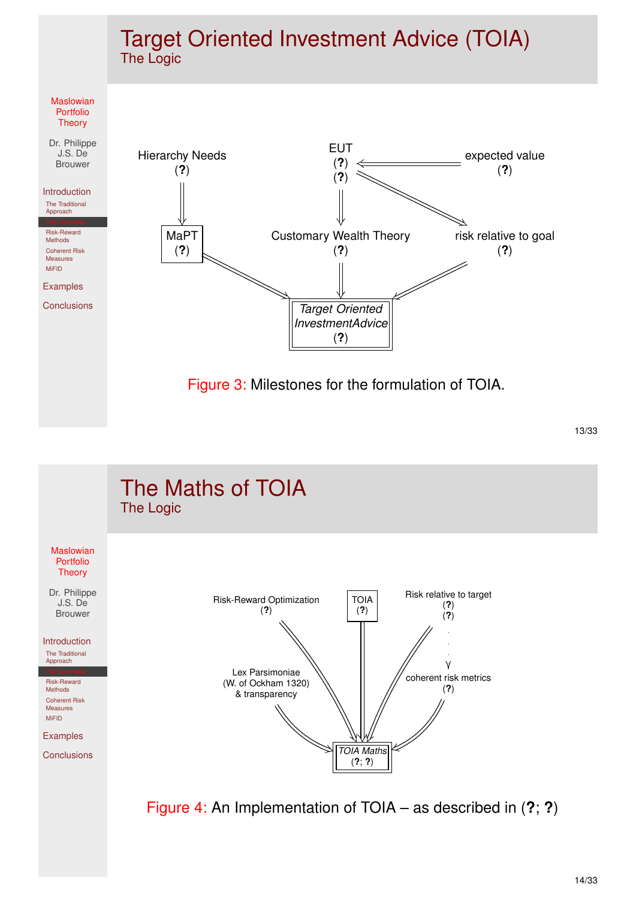# Target Oriented Investment Advice (TOIA)

## The Logic

Hierarchy Needs (?)

EUT (?) (?)

expected value (?)

MaPT (?)

Customary Wealth Theory (?)

risk relative to goal (?)

*Target Oriented InvestmentAdvice* (?)

Figure 3: Milestones for the formulation of TOIA.

# The Maths of TOIA

## The Logic

Risk-Reward Optimization (?)

TOIA (?)

Risk relative to target (?) (?)

Lex Parsimoniae (W. of Ockham 1320) & transparency

coherent risk metrics (?)

*TOIA Maths* (?; ?)

Figure 4: An Implementation of TOIA – as described in (?; ?)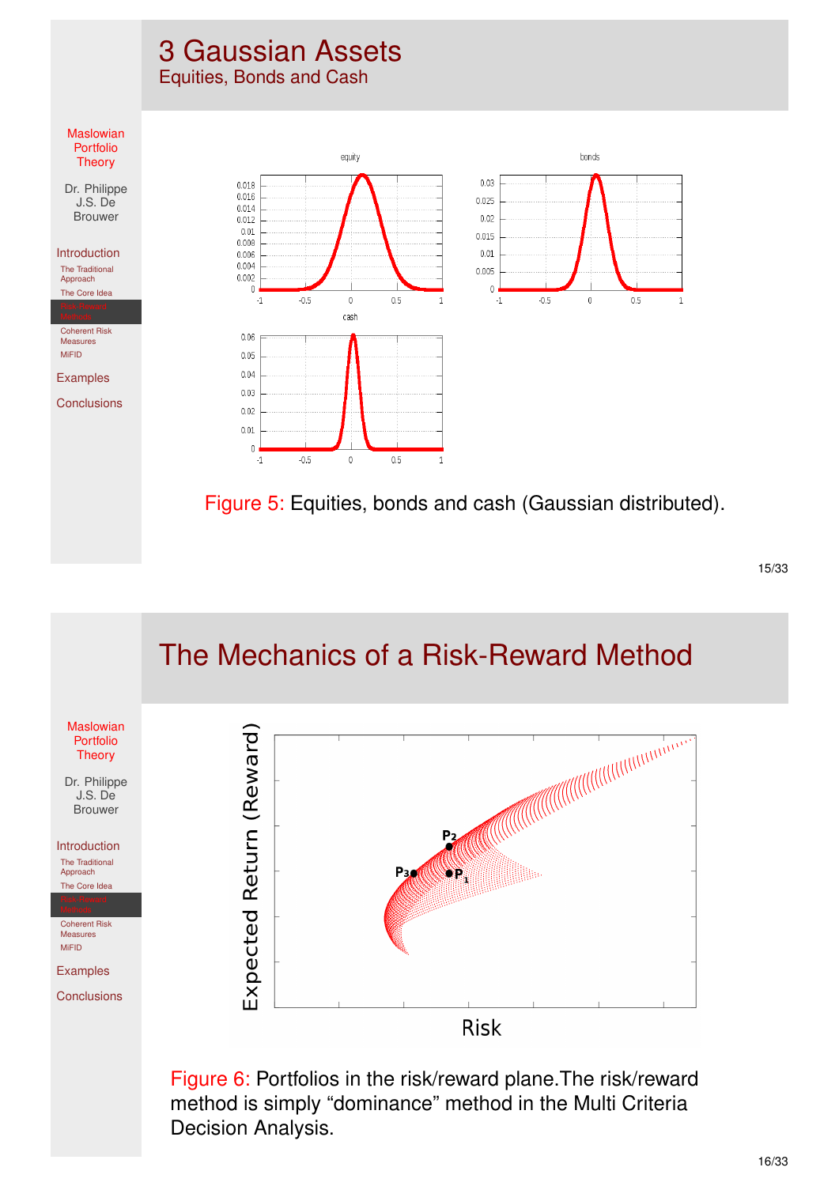# 3 Gaussian Assets

## Equities, Bonds and Cash

Figure 5: Equities, bonds and cash (Gaussian distributed).

# The Mechanics of a Risk-Reward Method

Figure 6: Portfolios in the risk/reward plane.The risk/reward method is simply “dominance” method in the Multi Criteria Decision Analysis.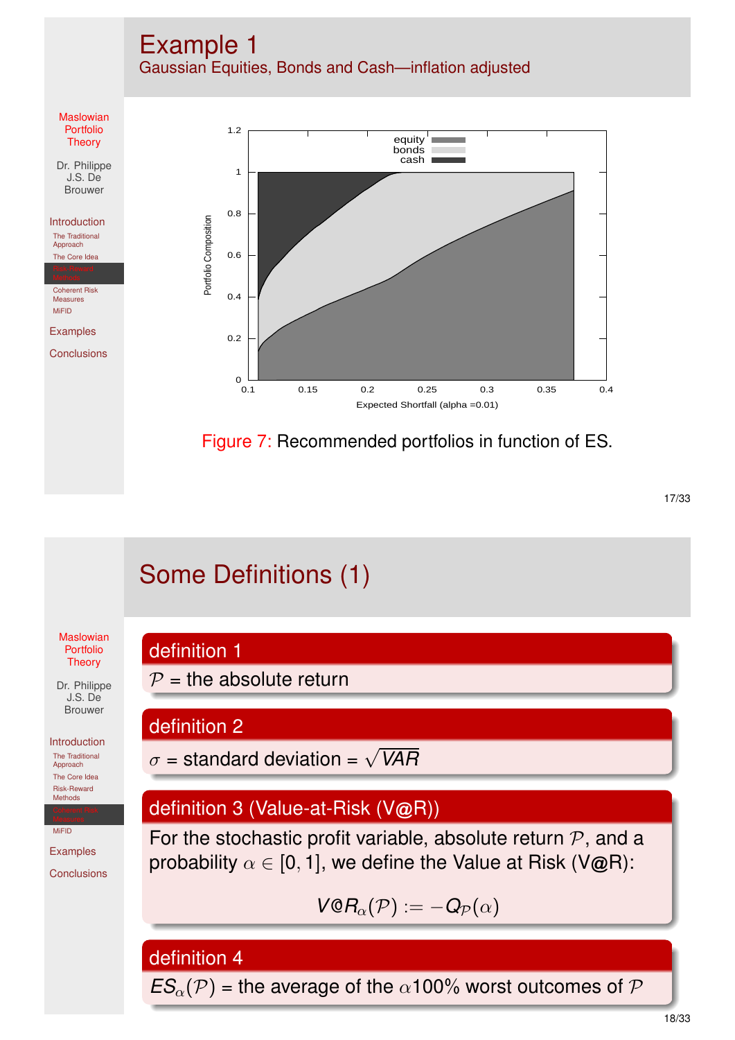# Example 1

## Gaussian Equities, Bonds and Cash—inflation adjusted

Figure 7: Recommended portfolios in function of ES.

# Some Definitions (1)

**definition 1**

$\mathcal{P}$ = the absolute return

**definition 2**

$\sigma$ = standard deviation = $\sqrt{VAR}$

**definition 3 (Value-at-Risk (V@R))**

For the stochastic profit variable, absolute return $\mathcal{P}$, and a probability $\alpha \in [0, 1]$, we define the Value at Risk (V@R):

$$V@R_\alpha(\mathcal{P}) := -Q_{\mathcal{P}}(\alpha)$$

**definition 4**

$ES_\alpha(\mathcal{P})$ = the average of the $\alpha$100% worst outcomes of $\mathcal{P}$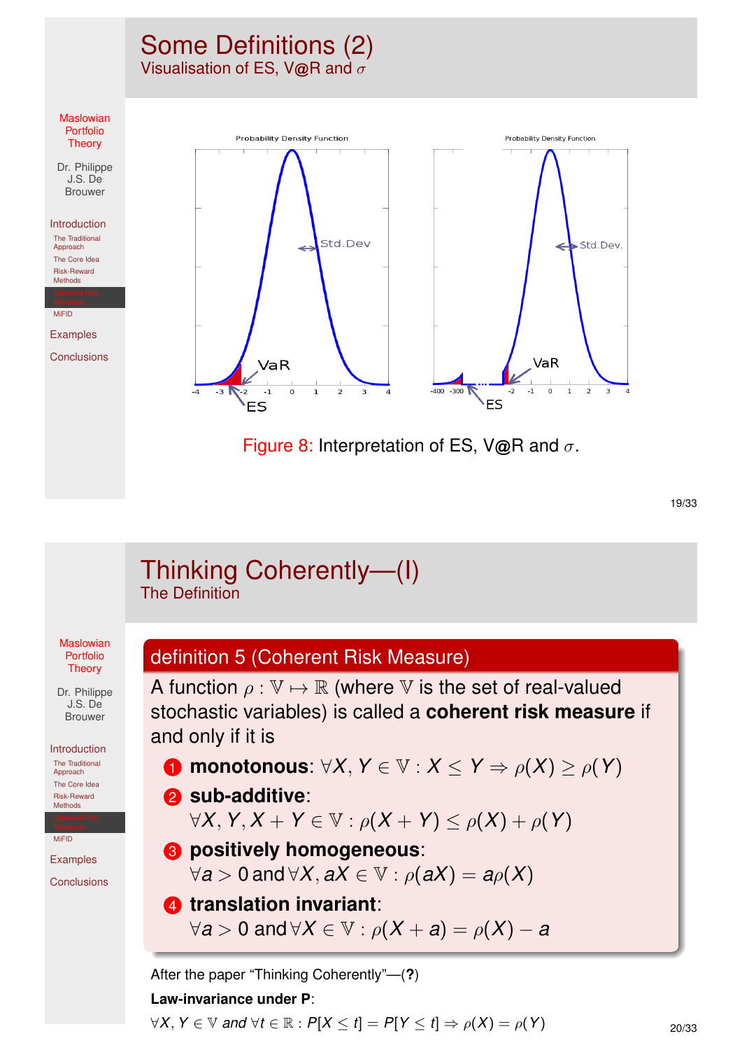# Some Definitions (2)

## Visualisation of ES, V@R and $\sigma$

Figure 8: Interpretation of ES, V@R and $\sigma$.

# Thinking Coherently—(I)

## The Definition

**definition 5 (Coherent Risk Measure)**

A function $\rho : \mathbb{V} \mapsto \mathbb{R}$ (where $\mathbb{V}$ is the set of real-valued stochastic variables) is called a **coherent risk measure** if and only if it is

1. **monotonous**: $\forall X, Y \in \mathbb{V} : X \leq Y \Rightarrow \rho(X) \geq \rho(Y)$
2. **sub-additive**: $\forall X, Y, X + Y \in \mathbb{V} : \rho(X + Y) \leq \rho(X) + \rho(Y)$
3. **positively homogeneous**: $\forall a > 0$ and $\forall X, aX \in \mathbb{V} : \rho(aX) = a\rho(X)$
4. **translation invariant**: $\forall a > 0$ and $\forall X \in \mathbb{V} : \rho(X + a) = \rho(X) - a$

After the paper "Thinking Coherently"—(**?**)

**Law-invariance under P**:

$\forall X, Y \in \mathbb{V}$ *and* $\forall t \in \mathbb{R} : P[X \leq t] = P[Y \leq t] \Rightarrow \rho(X) = \rho(Y)$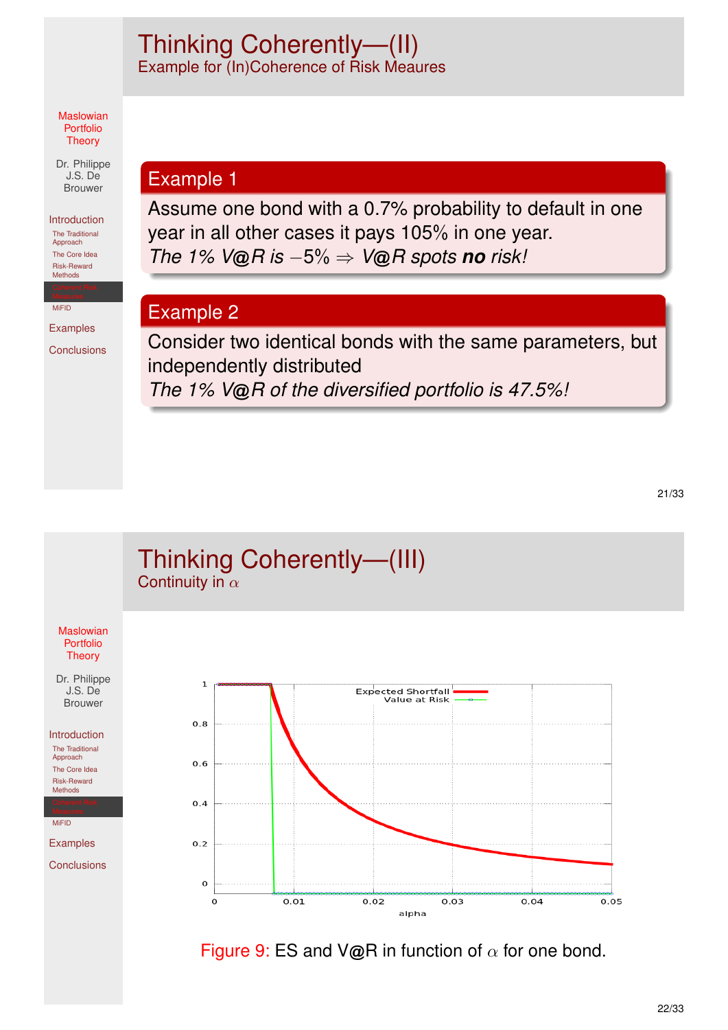# Thinking Coherently—(II)

## Example for (In)Coherence of Risk Meaures

### Example 1

Assume one bond with a 0.7% probability to default in one year in all other cases it pays 105% in one year.

*The 1% V@R is $-5\%$ $\Rightarrow$ V@R spots **no** risk!*

### Example 2

Consider two identical bonds with the same parameters, but independently distributed

*The 1% V@R of the diversified portfolio is 47.5%!*

# Thinking Coherently—(III)

## Continuity in $\alpha$

Figure 9: ES and V@R in function of $\alpha$ for one bond.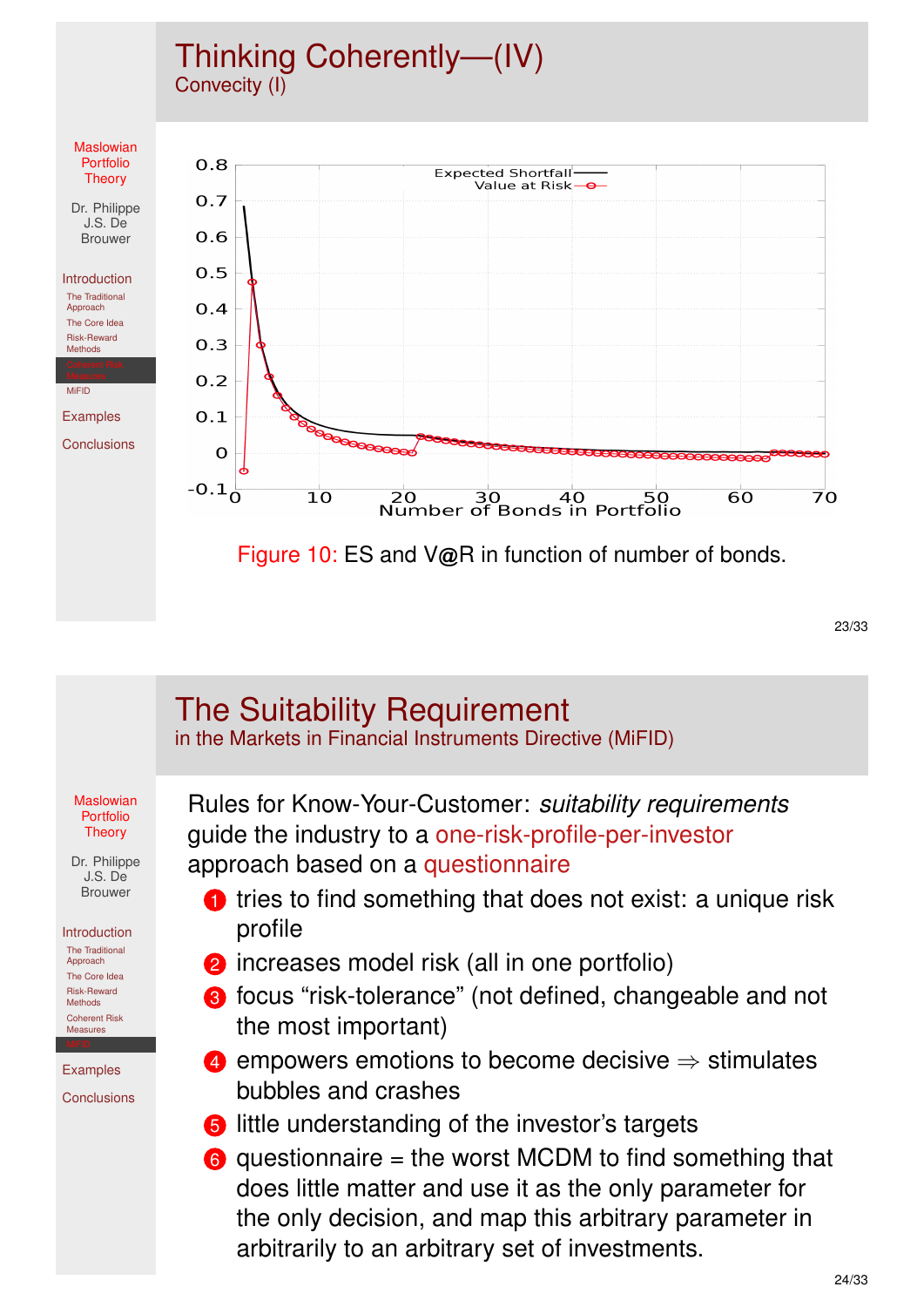# Thinking Coherently—(IV)

## Convecity (I)

Figure 10: ES and V@R in function of number of bonds.

# The Suitability Requirement

## in the Markets in Financial Instruments Directive (MiFID)

Rules for Know-Your-Customer: *suitability requirements* guide the industry to a one-risk-profile-per-investor approach based on a questionnaire

1. tries to find something that does not exist: a unique risk profile
2. increases model risk (all in one portfolio)
3. focus "risk-tolerance" (not defined, changeable and not the most important)
4. empowers emotions to become decisive ⇒ stimulates bubbles and crashes
5. little understanding of the investor's targets
6. questionnaire = the worst MCDM to find something that does little matter and use it as the only parameter for the only decision, and map this arbitrary parameter in arbitrarily to an arbitrary set of investments.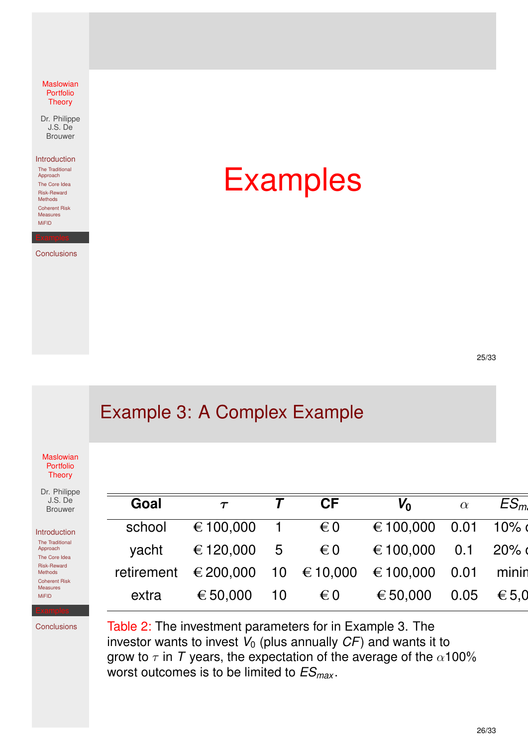# Examples

## Example 3: A Complex Example

| Goal | $\tau$ | $T$ | CF | $V_0$ | $\alpha$ | $ES_{ma}$ |
|---|---|---|---|---|---|---|
| school | € 100,000 | 1 | € 0 | € 100,000 | 0.01 | 10% c |
| yacht | € 120,000 | 5 | € 0 | € 100,000 | 0.1 | 20% c |
| retirement | € 200,000 | 10 | € 10,000 | € 100,000 | 0.01 | minin |
| extra | € 50,000 | 10 | € 0 | € 50,000 | 0.05 | € 5,0 |

Table 2: The investment parameters for in Example 3. The investor wants to invest $V_0$ (plus annually $CF$) and wants it to grow to $\tau$ in $T$ years, the expectation of the average of the $\alpha$100% worst outcomes is to be limited to $ES_{max}$.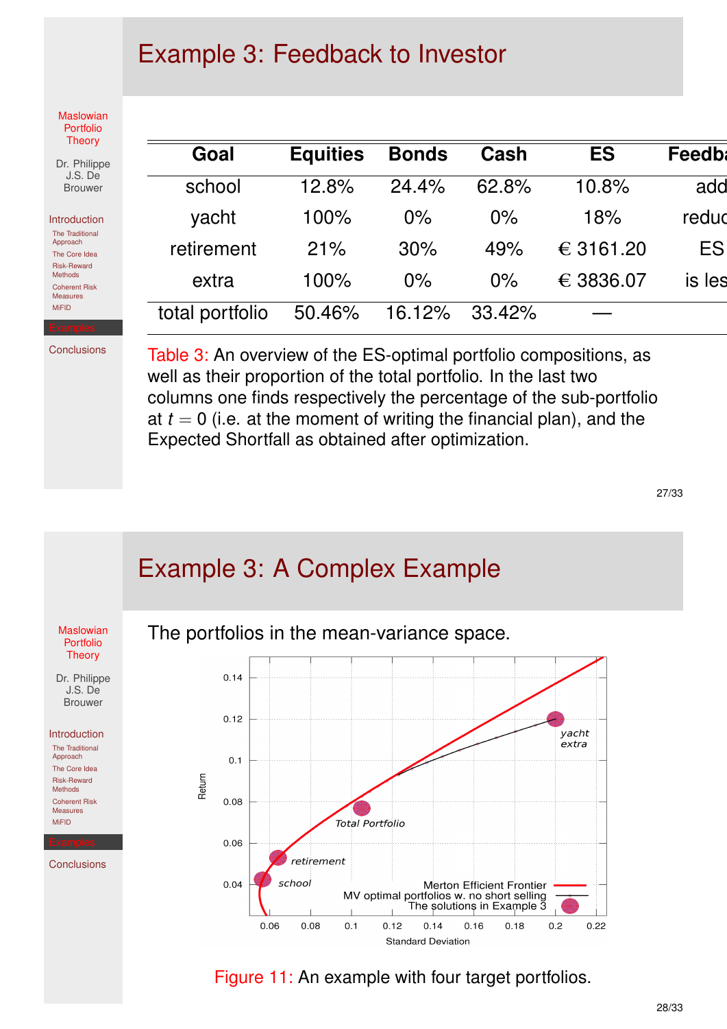# Example 3: Feedback to Investor

| Goal | Equities | Bonds | Cash | ES | Feedba |
|---|---|---|---|---|---|
| school | 12.8% | 24.4% | 62.8% | 10.8% | add |
| yacht | 100% | 0% | 0% | 18% | reduc |
| retirement | 21% | 30% | 49% | € 3161.20 | ES |
| extra | 100% | 0% | 0% | € 3836.07 | is les |
| total portfolio | 50.46% | 16.12% | 33.42% | — | |

Table 3: An overview of the ES-optimal portfolio compositions, as well as their proportion of the total portfolio. In the last two columns one finds respectively the percentage of the sub-portfolio at $t = 0$ (i.e. at the moment of writing the financial plan), and the Expected Shortfall as obtained after optimization.

# Example 3: A Complex Example

The portfolios in the mean-variance space.

Figure 11: An example with four target portfolios.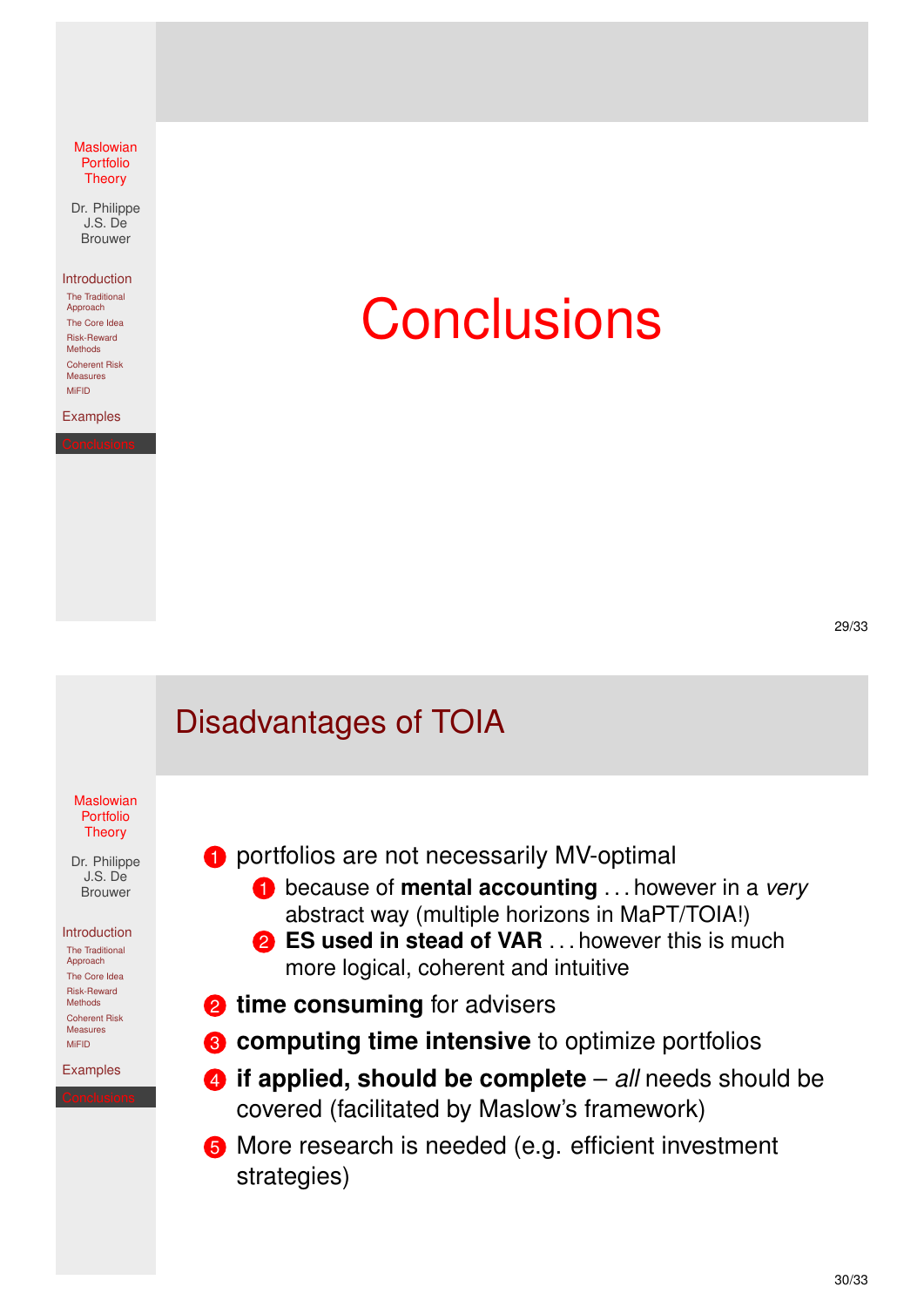# Conclusions

## Disadvantages of TOIA

1. portfolios are not necessarily MV-optimal
   1. because of **mental accounting** . . . however in a *very* abstract way (multiple horizons in MaPT/TOIA!)
   2. **ES used in stead of VAR** . . . however this is much more logical, coherent and intuitive
2. **time consuming** for advisers
3. **computing time intensive** to optimize portfolios
4. **if applied, should be complete** – *all* needs should be covered (facilitated by Maslow's framework)
5. More research is needed (e.g. efficient investment strategies)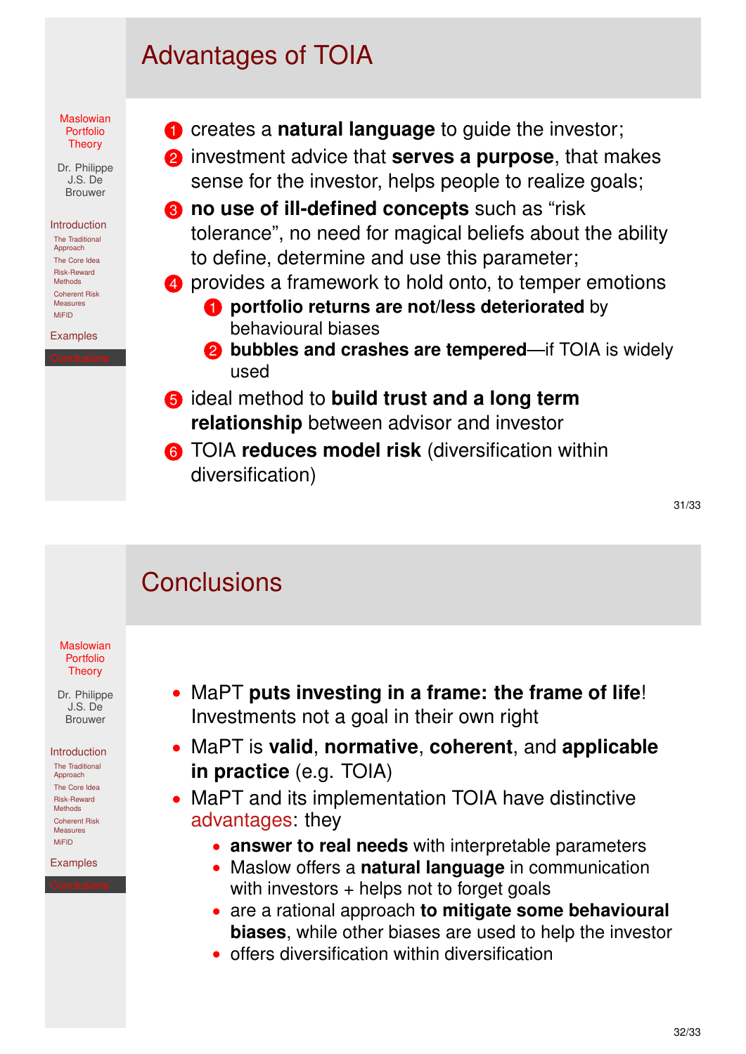## Advantages of TOIA

1. creates a **natural language** to guide the investor;
2. investment advice that **serves a purpose**, that makes sense for the investor, helps people to realize goals;
3. **no use of ill-defined concepts** such as “risk tolerance”, no need for magical beliefs about the ability to define, determine and use this parameter;
4. provides a framework to hold onto, to temper emotions
   1. **portfolio returns are not/less deteriorated** by behavioural biases
   2. **bubbles and crashes are tempered**—if TOIA is widely used
5. ideal method to **build trust and a long term relationship** between advisor and investor
6. TOIA **reduces model risk** (diversification within diversification)

## Conclusions

- MaPT **puts investing in a frame: the frame of life**! Investments not a goal in their own right
- MaPT is **valid**, **normative**, **coherent**, and **applicable in practice** (e.g. TOIA)
- MaPT and its implementation TOIA have distinctive advantages: they
  - **answer to real needs** with interpretable parameters
  - Maslow offers a **natural language** in communication with investors + helps not to forget goals
  - are a rational approach **to mitigate some behavioural biases**, while other biases are used to help the investor
  - offers diversification within diversification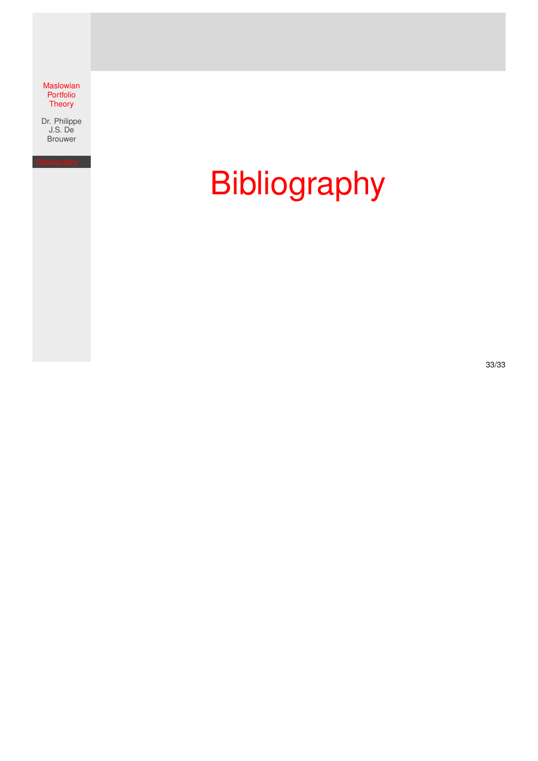# Bibliography